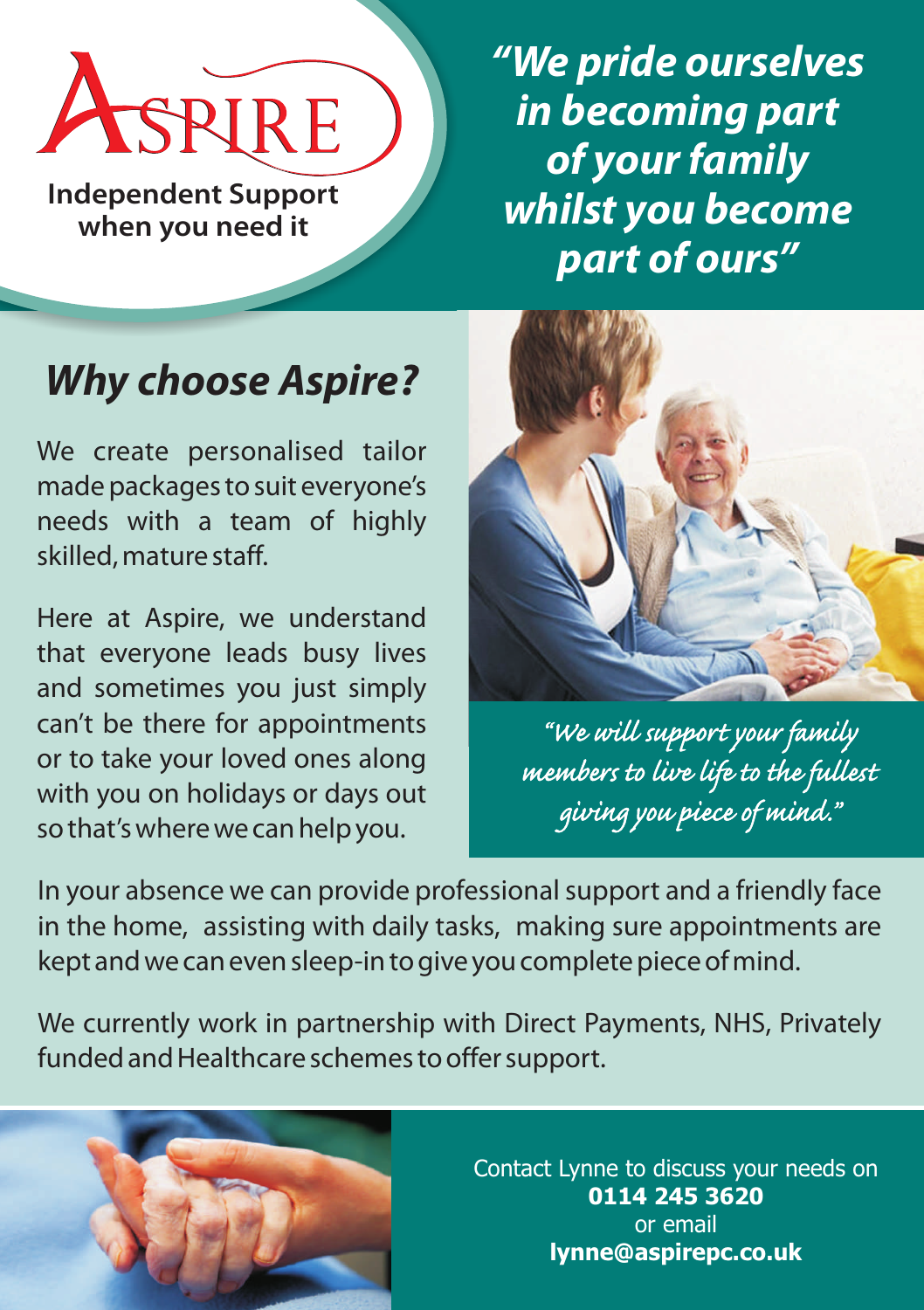# ASPIRE

**Independent Support when you need it**

***"We pride ourselves in becoming part of your family whilst you become part of ours"***

## *Why choose Aspire?*

We create personalised tailor made packages to suit everyone's needs with a team of highly skilled, mature staff.

Here at Aspire, we understand that everyone leads busy lives and sometimes you just simply can't be there for appointments or to take your loved ones along with you on holidays or days out so that's where we can help you.

*"We will support your family members to live life to the fullest giving you piece of mind."*

In your absence we can provide professional support and a friendly face in the home, assisting with daily tasks, making sure appointments are kept and we can even sleep-in to give you complete piece of mind.

We currently work in partnership with Direct Payments, NHS, Privately funded and Healthcare schemes to offer support.

Contact Lynne to discuss your needs on
**0114 245 3620**
or email
**lynne@aspirepc.co.uk**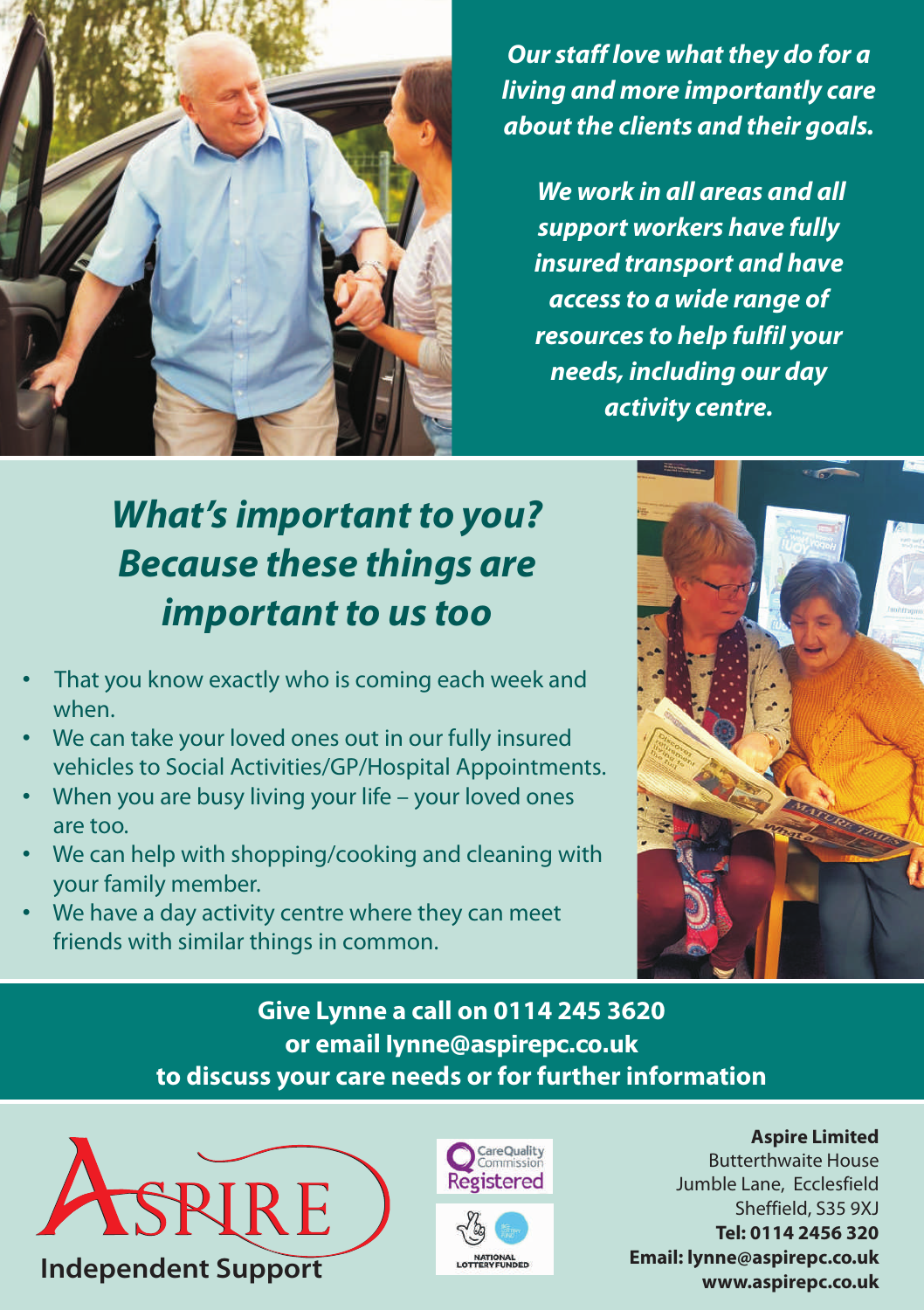*Our staff love what they do for a living and more importantly care about the clients and their goals.*

*We work in all areas and all support workers have fully insured transport and have access to a wide range of resources to help fulfil your needs, including our day activity centre.*

## *What's important to you? Because these things are important to us too*

- That you know exactly who is coming each week and when.
- We can take your loved ones out in our fully insured vehicles to Social Activities/GP/Hospital Appointments.
- When you are busy living your life – your loved ones are too.
- We can help with shopping/cooking and cleaning with your family member.
- We have a day activity centre where they can meet friends with similar things in common.

**Give Lynne a call on 0114 245 3620**
**or email lynne@aspirepc.co.uk**
**to discuss your care needs or for further information**

ASPIRE
Independent Support

CareQuality Commission Registered

NATIONAL LOTTERY FUNDED

**Aspire Limited**
Butterthwaite House
Jumble Lane, Ecclesfield
Sheffield, S35 9XJ
**Tel: 0114 2456 320**
**Email: lynne@aspirepc.co.uk**
**www.aspirepc.co.uk**